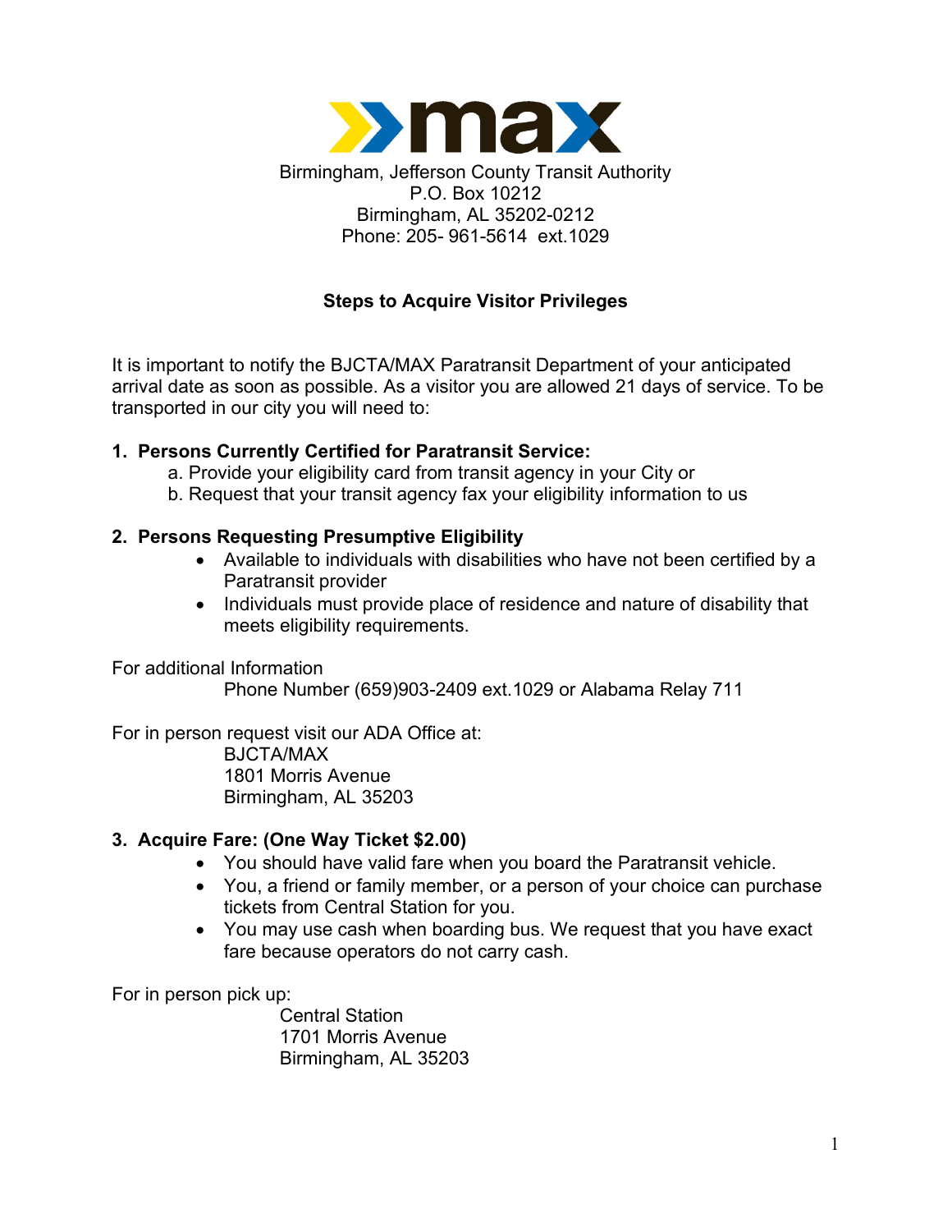Birmingham, Jefferson County Transit Authority
P.O. Box 10212
Birmingham, AL 35202-0212
Phone: 205- 961-5614 ext.1029

## Steps to Acquire Visitor Privileges

It is important to notify the BJCTA/MAX Paratransit Department of your anticipated arrival date as soon as possible. As a visitor you are allowed 21 days of service. To be transported in our city you will need to:

1. **Persons Currently Certified for Paratransit Service:**
   a. Provide your eligibility card from transit agency in your City or
   b. Request that your transit agency fax your eligibility information to us

2. **Persons Requesting Presumptive Eligibility**
   - Available to individuals with disabilities who have not been certified by a Paratransit provider
   - Individuals must provide place of residence and nature of disability that meets eligibility requirements.

For additional Information
Phone Number (659)903-2409 ext.1029 or Alabama Relay 711

For in person request visit our ADA Office at:
BJCTA/MAX
1801 Morris Avenue
Birmingham, AL 35203

3. **Acquire Fare: (One Way Ticket $2.00)**
   - You should have valid fare when you board the Paratransit vehicle.
   - You, a friend or family member, or a person of your choice can purchase tickets from Central Station for you.
   - You may use cash when boarding bus. We request that you have exact fare because operators do not carry cash.

For in person pick up:
Central Station
1701 Morris Avenue
Birmingham, AL 35203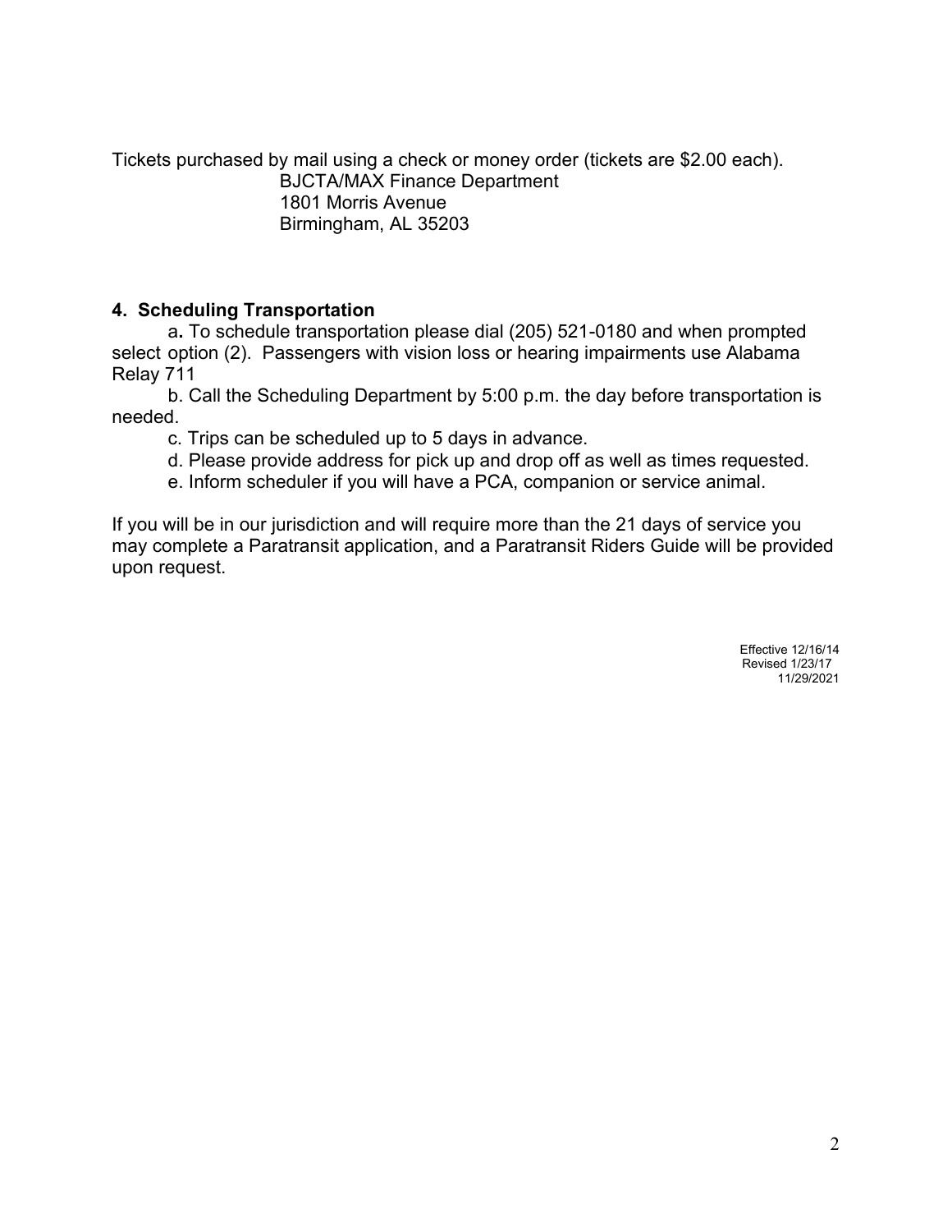Tickets purchased by mail using a check or money order (tickets are $2.00 each).

BJCTA/MAX Finance Department
1801 Morris Avenue
Birmingham, AL 35203

## 4. Scheduling Transportation

a. To schedule transportation please dial (205) 521-0180 and when prompted select option (2). Passengers with vision loss or hearing impairments use Alabama Relay 711

b. Call the Scheduling Department by 5:00 p.m. the day before transportation is needed.

c. Trips can be scheduled up to 5 days in advance.

d. Please provide address for pick up and drop off as well as times requested.

e. Inform scheduler if you will have a PCA, companion or service animal.

If you will be in our jurisdiction and will require more than the 21 days of service you may complete a Paratransit application, and a Paratransit Riders Guide will be provided upon request.

Effective 12/16/14
Revised 1/23/17
11/29/2021